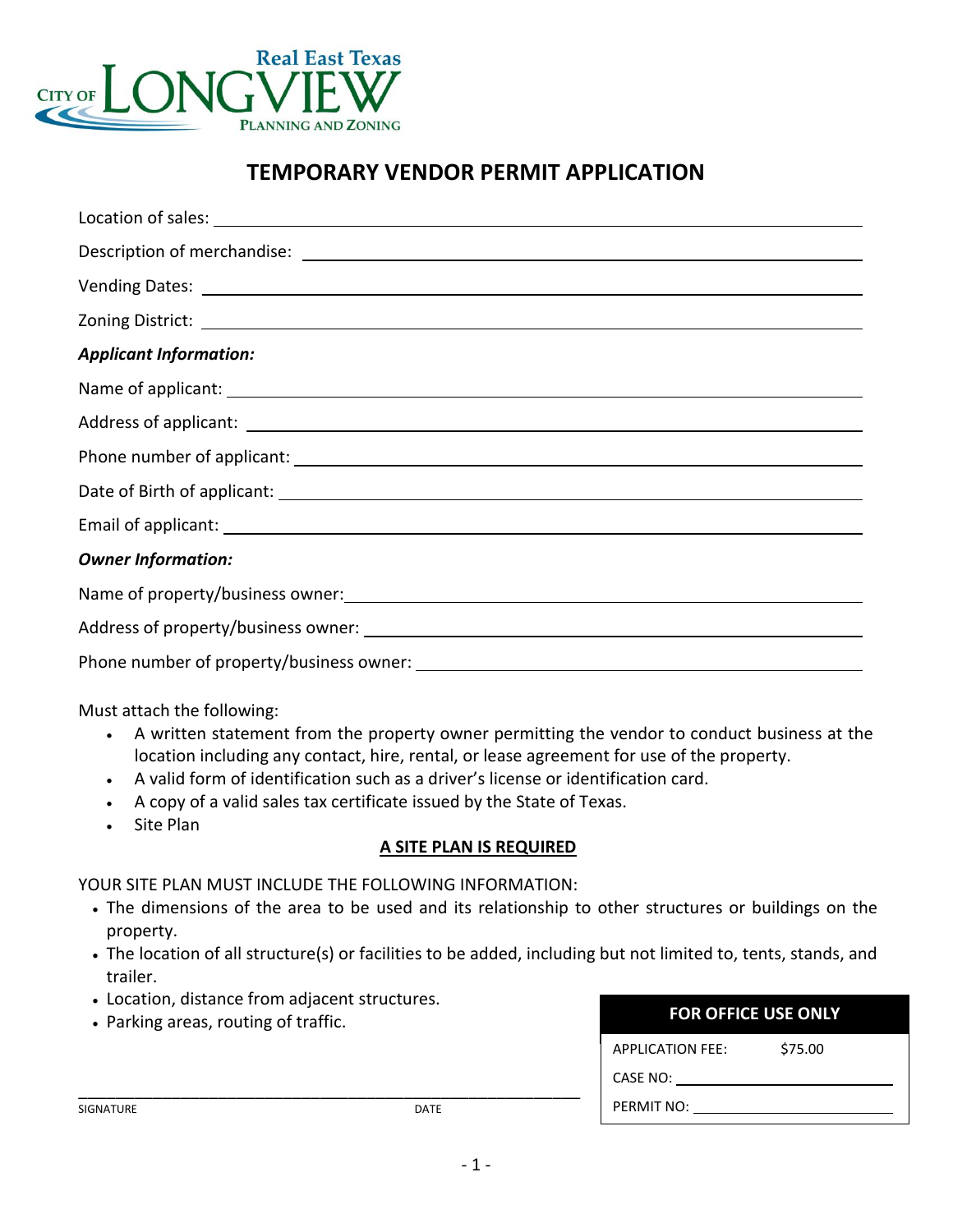CITY OF LONGVIEW
Real East Texas
PLANNING AND ZONING

# TEMPORARY VENDOR PERMIT APPLICATION

Location of sales: ______________________________

Description of merchandise: ______________________________

Vending Dates: ______________________________

Zoning District: ______________________________

***Applicant Information:***

Name of applicant: ______________________________

Address of applicant: ______________________________

Phone number of applicant: ______________________________

Date of Birth of applicant: ______________________________

Email of applicant: ______________________________

***Owner Information:***

Name of property/business owner: ______________________________

Address of property/business owner: ______________________________

Phone number of property/business owner: ______________________________

Must attach the following:

- A written statement from the property owner permitting the vendor to conduct business at the location including any contact, hire, rental, or lease agreement for use of the property.
- A valid form of identification such as a driver's license or identification card.
- A copy of a valid sales tax certificate issued by the State of Texas.
- Site Plan

**A SITE PLAN IS REQUIRED**

YOUR SITE PLAN MUST INCLUDE THE FOLLOWING INFORMATION:

- The dimensions of the area to be used and its relationship to other structures or buildings on the property.
- The location of all structure(s) or facilities to be added, including but not limited to, tents, stands, and trailer.
- Location, distance from adjacent structures.
- Parking areas, routing of traffic.

______________________________
SIGNATURE DATE

| FOR OFFICE USE ONLY | |
|---|---|
| APPLICATION FEE: | $75.00 |
| CASE NO: | |
| PERMIT NO: | |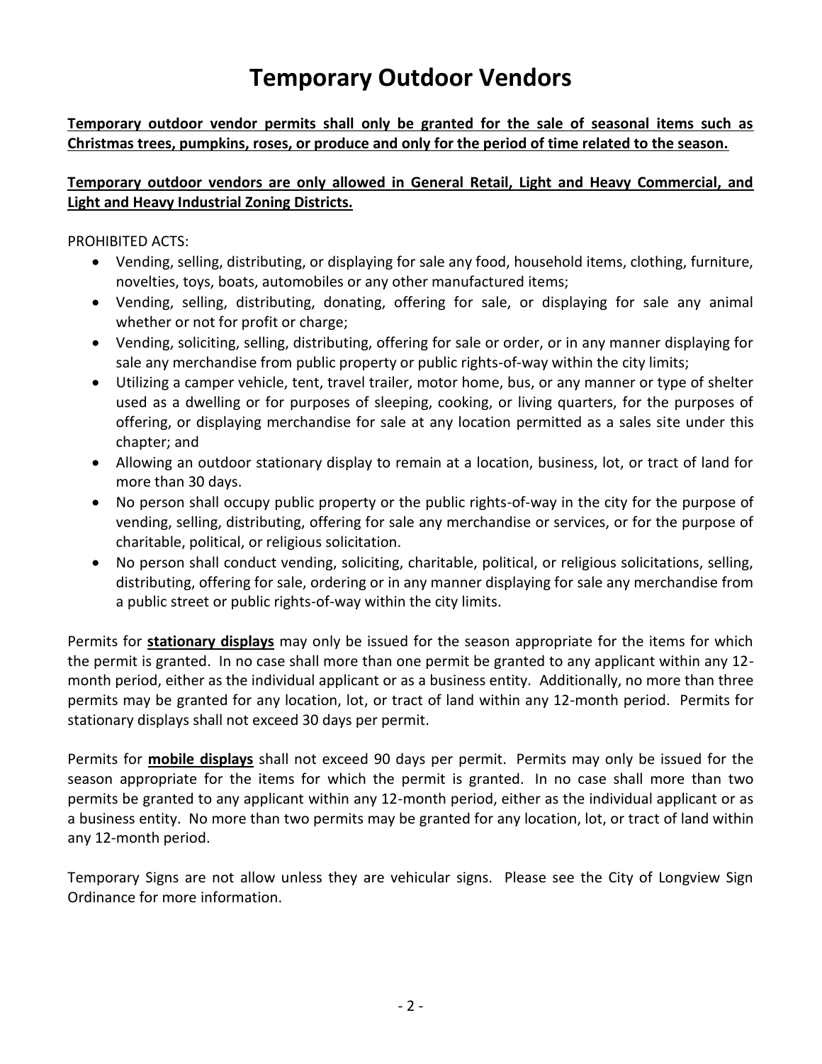# Temporary Outdoor Vendors

**Temporary outdoor vendor permits shall only be granted for the sale of seasonal items such as Christmas trees, pumpkins, roses, or produce and only for the period of time related to the season.**

**Temporary outdoor vendors are only allowed in General Retail, Light and Heavy Commercial, and Light and Heavy Industrial Zoning Districts.**

PROHIBITED ACTS:

- Vending, selling, distributing, or displaying for sale any food, household items, clothing, furniture, novelties, toys, boats, automobiles or any other manufactured items;
- Vending, selling, distributing, donating, offering for sale, or displaying for sale any animal whether or not for profit or charge;
- Vending, soliciting, selling, distributing, offering for sale or order, or in any manner displaying for sale any merchandise from public property or public rights-of-way within the city limits;
- Utilizing a camper vehicle, tent, travel trailer, motor home, bus, or any manner or type of shelter used as a dwelling or for purposes of sleeping, cooking, or living quarters, for the purposes of offering, or displaying merchandise for sale at any location permitted as a sales site under this chapter; and
- Allowing an outdoor stationary display to remain at a location, business, lot, or tract of land for more than 30 days.
- No person shall occupy public property or the public rights-of-way in the city for the purpose of vending, selling, distributing, offering for sale any merchandise or services, or for the purpose of charitable, political, or religious solicitation.
- No person shall conduct vending, soliciting, charitable, political, or religious solicitations, selling, distributing, offering for sale, ordering or in any manner displaying for sale any merchandise from a public street or public rights-of-way within the city limits.

Permits for **stationary displays** may only be issued for the season appropriate for the items for which the permit is granted. In no case shall more than one permit be granted to any applicant within any 12-month period, either as the individual applicant or as a business entity. Additionally, no more than three permits may be granted for any location, lot, or tract of land within any 12-month period. Permits for stationary displays shall not exceed 30 days per permit.

Permits for **mobile displays** shall not exceed 90 days per permit. Permits may only be issued for the season appropriate for the items for which the permit is granted. In no case shall more than two permits be granted to any applicant within any 12-month period, either as the individual applicant or as a business entity. No more than two permits may be granted for any location, lot, or tract of land within any 12-month period.

Temporary Signs are not allow unless they are vehicular signs. Please see the City of Longview Sign Ordinance for more information.